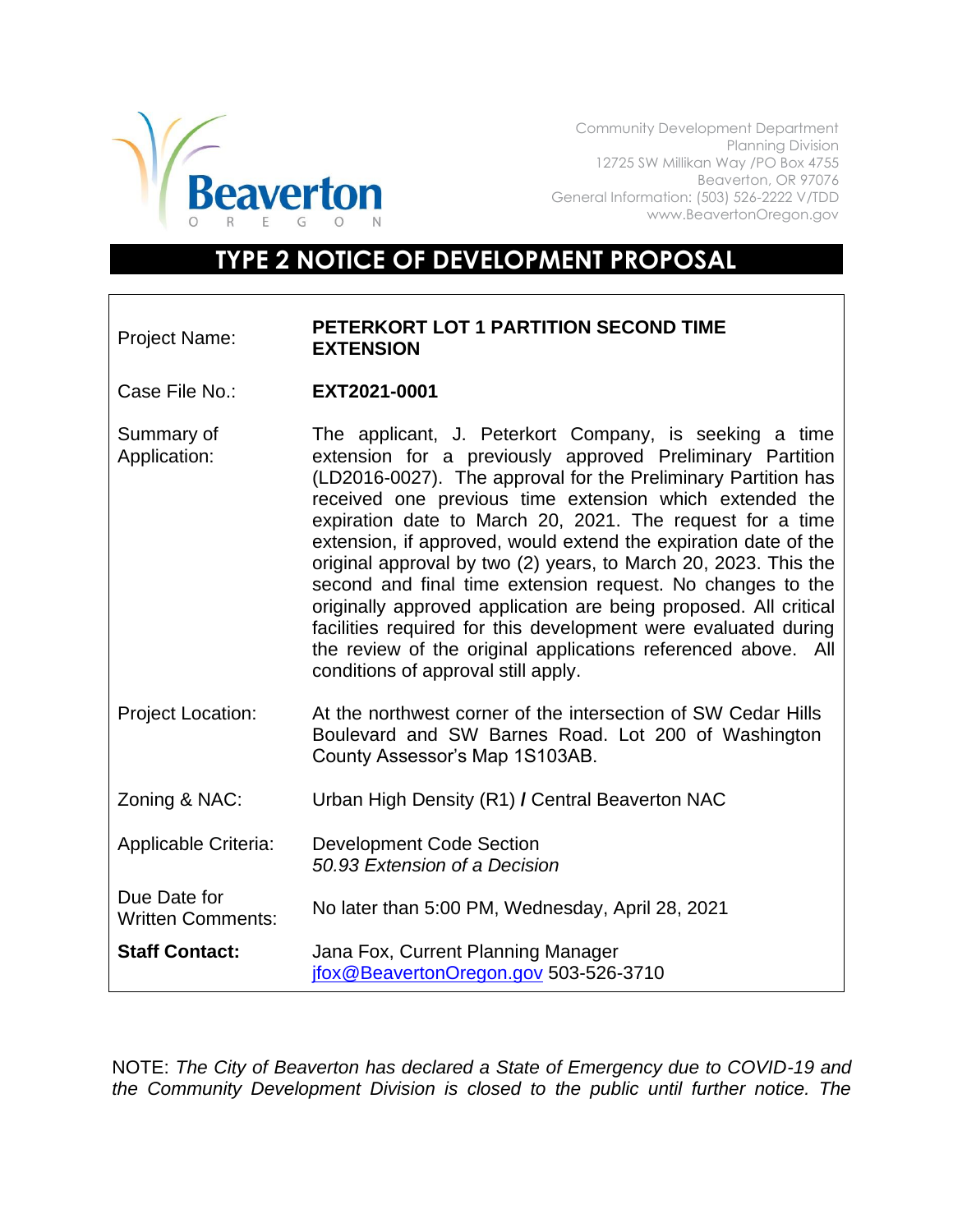Community Development Department
Planning Division
12725 SW Millikan Way /PO Box 4755
Beaverton, OR 97076
General Information: (503) 526-2222 V/TDD
www.BeavertonOregon.gov

# TYPE 2 NOTICE OF DEVELOPMENT PROPOSAL

| | |
|---|---|
| Project Name: | **PETERKORT LOT 1 PARTITION SECOND TIME EXTENSION** |
| Case File No.: | **EXT2021-0001** |
| Summary of Application: | The applicant, J. Peterkort Company, is seeking a time extension for a previously approved Preliminary Partition (LD2016-0027). The approval for the Preliminary Partition has received one previous time extension which extended the expiration date to March 20, 2021. The request for a time extension, if approved, would extend the expiration date of the original approval by two (2) years, to March 20, 2023. This the second and final time extension request. No changes to the originally approved application are being proposed. All critical facilities required for this development were evaluated during the review of the original applications referenced above. All conditions of approval still apply. |
| Project Location: | At the northwest corner of the intersection of SW Cedar Hills Boulevard and SW Barnes Road. Lot 200 of Washington County Assessor's Map 1S103AB. |
| Zoning & NAC: | Urban High Density (R1) **/** Central Beaverton NAC |
| Applicable Criteria: | Development Code Section *50.93 Extension of a Decision* |
| Due Date for Written Comments: | No later than 5:00 PM, Wednesday, April 28, 2021 |
| **Staff Contact:** | Jana Fox, Current Planning Manager jfox@BeavertonOregon.gov 503-526-3710 |

NOTE: *The City of Beaverton has declared a State of Emergency due to COVID-19 and the Community Development Division is closed to the public until further notice. The*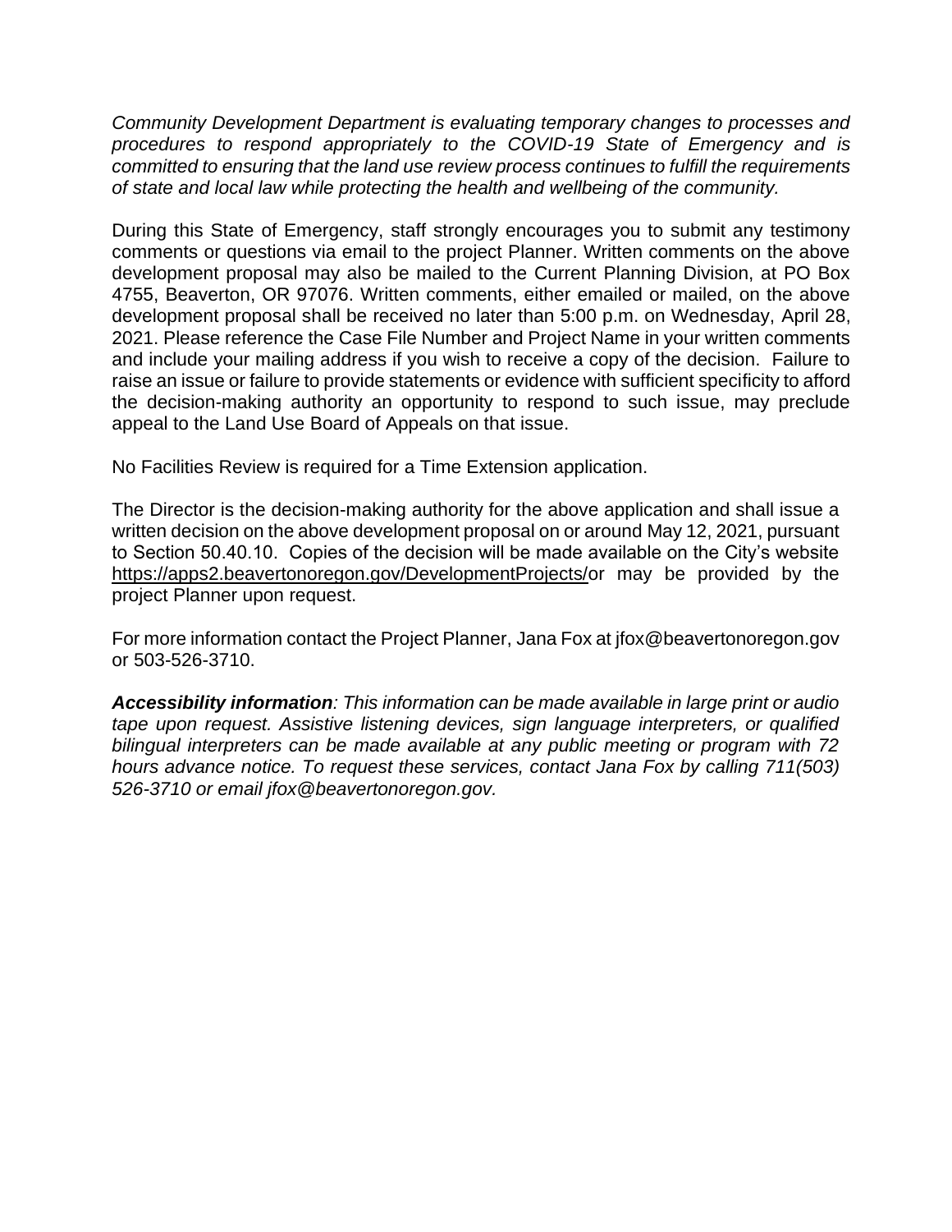*Community Development Department is evaluating temporary changes to processes and procedures to respond appropriately to the COVID-19 State of Emergency and is committed to ensuring that the land use review process continues to fulfill the requirements of state and local law while protecting the health and wellbeing of the community.*

During this State of Emergency, staff strongly encourages you to submit any testimony comments or questions via email to the project Planner. Written comments on the above development proposal may also be mailed to the Current Planning Division, at PO Box 4755, Beaverton, OR 97076. Written comments, either emailed or mailed, on the above development proposal shall be received no later than 5:00 p.m. on Wednesday, April 28, 2021. Please reference the Case File Number and Project Name in your written comments and include your mailing address if you wish to receive a copy of the decision. Failure to raise an issue or failure to provide statements or evidence with sufficient specificity to afford the decision-making authority an opportunity to respond to such issue, may preclude appeal to the Land Use Board of Appeals on that issue.

No Facilities Review is required for a Time Extension application.

The Director is the decision-making authority for the above application and shall issue a written decision on the above development proposal on or around May 12, 2021, pursuant to Section 50.40.10. Copies of the decision will be made available on the City's website https://apps2.beavertonoregon.gov/DevelopmentProjects/or may be provided by the project Planner upon request.

For more information contact the Project Planner, Jana Fox at jfox@beavertonoregon.gov or 503-526-3710.

***Accessibility information**: This information can be made available in large print or audio tape upon request. Assistive listening devices, sign language interpreters, or qualified bilingual interpreters can be made available at any public meeting or program with 72 hours advance notice. To request these services, contact Jana Fox by calling 711(503) 526-3710 or email jfox@beavertonoregon.gov.*